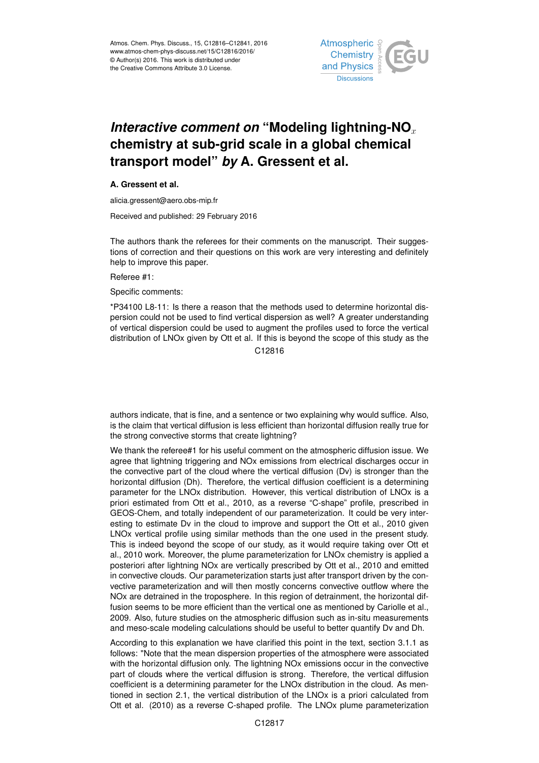# *Interactive comment on* "Modeling lightning-$NO_x$ chemistry at sub-grid scale in a global chemical transport model" *by* A. Gressent et al.

**A. Gressent et al.**

alicia.gressent@aero.obs-mip.fr

Received and published: 29 February 2016

The authors thank the referees for their comments on the manuscript. Their suggestions of correction and their questions on this work are very interesting and definitely help to improve this paper.

Referee #1:

Specific comments:

*P34100 L8-11: Is there a reason that the methods used to determine horizontal dispersion could not be used to find vertical dispersion as well? A greater understanding of vertical dispersion could be used to augment the profiles used to force the vertical distribution of LNOx given by Ott et al. If this is beyond the scope of this study as the authors indicate, that is fine, and a sentence or two explaining why would suffice. Also, is the claim that vertical diffusion is less efficient than horizontal diffusion really true for the strong convective storms that create lightning?

We thank the referee#1 for his useful comment on the atmospheric diffusion issue. We agree that lightning triggering and NOx emissions from electrical discharges occur in the convective part of the cloud where the vertical diffusion (Dv) is stronger than the horizontal diffusion (Dh). Therefore, the vertical diffusion coefficient is a determining parameter for the LNOx distribution. However, this vertical distribution of LNOx is a priori estimated from Ott et al., 2010, as a reverse "C-shape" profile, prescribed in GEOS-Chem, and totally independent of our parameterization. It could be very interesting to estimate Dv in the cloud to improve and support the Ott et al., 2010 given LNOx vertical profile using similar methods than the one used in the present study. This is indeed beyond the scope of our study, as it would require taking over Ott et al., 2010 work. Moreover, the plume parameterization for LNOx chemistry is applied a posteriori after lightning NOx are vertically prescribed by Ott et al., 2010 and emitted in convective clouds. Our parameterization starts just after transport driven by the convective parameterization and will then mostly concerns convective outflow where the NOx are detrained in the troposphere. In this region of detrainment, the horizontal diffusion seems to be more efficient than the vertical one as mentioned by Cariolle et al., 2009. Also, future studies on the atmospheric diffusion such as in-situ measurements and meso-scale modeling calculations should be useful to better quantify Dv and Dh.

According to this explanation we have clarified this point in the text, section 3.1.1 as follows: "Note that the mean dispersion properties of the atmosphere were associated with the horizontal diffusion only. The lightning NOx emissions occur in the convective part of clouds where the vertical diffusion is strong. Therefore, the vertical diffusion coefficient is a determining parameter for the LNOx distribution in the cloud. As mentioned in section 2.1, the vertical distribution of the LNOx is a priori calculated from Ott et al. (2010) as a reverse C-shaped profile. The LNOx plume parameterization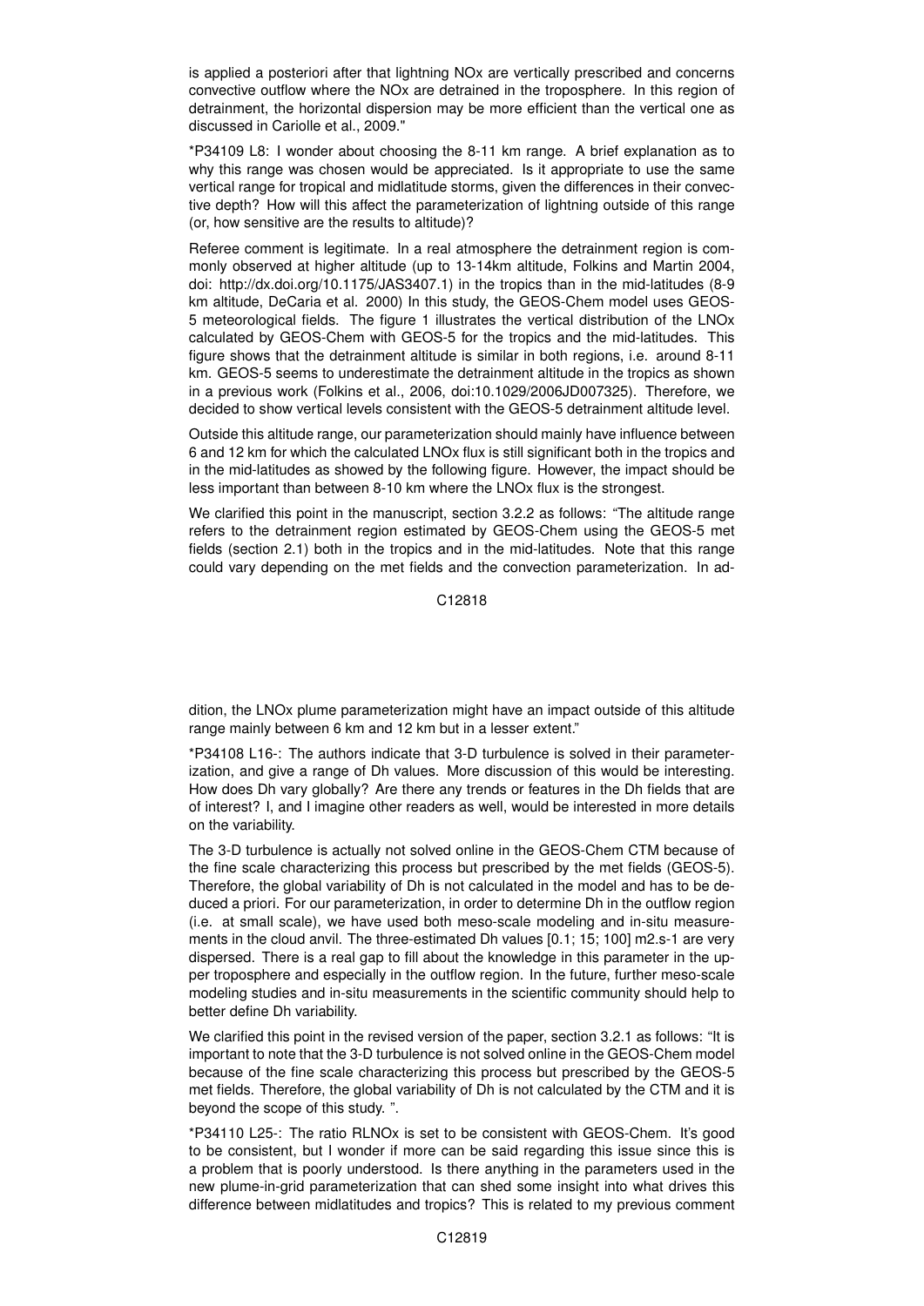is applied a posteriori after that lightning NOx are vertically prescribed and concerns convective outflow where the NOx are detrained in the troposphere. In this region of detrainment, the horizontal dispersion may be more efficient than the vertical one as discussed in Cariolle et al., 2009."

*P34109 L8: I wonder about choosing the 8-11 km range. A brief explanation as to why this range was chosen would be appreciated. Is it appropriate to use the same vertical range for tropical and midlatitude storms, given the differences in their convective depth? How will this affect the parameterization of lightning outside of this range (or, how sensitive are the results to altitude)?

Referee comment is legitimate. In a real atmosphere the detrainment region is commonly observed at higher altitude (up to 13-14km altitude, Folkins and Martin 2004, doi: http://dx.doi.org/10.1175/JAS3407.1) in the tropics than in the mid-latitudes (8-9 km altitude, DeCaria et al. 2000) In this study, the GEOS-Chem model uses GEOS-5 meteorological fields. The figure 1 illustrates the vertical distribution of the LNOx calculated by GEOS-Chem with GEOS-5 for the tropics and the mid-latitudes. This figure shows that the detrainment altitude is similar in both regions, i.e. around 8-11 km. GEOS-5 seems to underestimate the detrainment altitude in the tropics as shown in a previous work (Folkins et al., 2006, doi:10.1029/2006JD007325). Therefore, we decided to show vertical levels consistent with the GEOS-5 detrainment altitude level.

Outside this altitude range, our parameterization should mainly have influence between 6 and 12 km for which the calculated LNOx flux is still significant both in the tropics and in the mid-latitudes as showed by the following figure. However, the impact should be less important than between 8-10 km where the LNOx flux is the strongest.

We clarified this point in the manuscript, section 3.2.2 as follows: "The altitude range refers to the detrainment region estimated by GEOS-Chem using the GEOS-5 met fields (section 2.1) both in the tropics and in the mid-latitudes. Note that this range could vary depending on the met fields and the convection parameterization. In addition, the LNOx plume parameterization might have an impact outside of this altitude range mainly between 6 km and 12 km but in a lesser extent."

*P34108 L16-: The authors indicate that 3-D turbulence is solved in their parameterization, and give a range of Dh values. More discussion of this would be interesting. How does Dh vary globally? Are there any trends or features in the Dh fields that are of interest? I, and I imagine other readers as well, would be interested in more details on the variability.

The 3-D turbulence is actually not solved online in the GEOS-Chem CTM because of the fine scale characterizing this process but prescribed by the met fields (GEOS-5). Therefore, the global variability of Dh is not calculated in the model and has to be deduced a priori. For our parameterization, in order to determine Dh in the outflow region (i.e. at small scale), we have used both meso-scale modeling and in-situ measurements in the cloud anvil. The three-estimated Dh values [0.1; 15; 100] m2.s-1 are very dispersed. There is a real gap to fill about the knowledge in this parameter in the upper troposphere and especially in the outflow region. In the future, further meso-scale modeling studies and in-situ measurements in the scientific community should help to better define Dh variability.

We clarified this point in the revised version of the paper, section 3.2.1 as follows: "It is important to note that the 3-D turbulence is not solved online in the GEOS-Chem model because of the fine scale characterizing this process but prescribed by the GEOS-5 met fields. Therefore, the global variability of Dh is not calculated by the CTM and it is beyond the scope of this study. ".

*P34110 L25-: The ratio RLNOx is set to be consistent with GEOS-Chem. It's good to be consistent, but I wonder if more can be said regarding this issue since this is a problem that is poorly understood. Is there anything in the parameters used in the new plume-in-grid parameterization that can shed some insight into what drives this difference between midlatitudes and tropics? This is related to my previous comment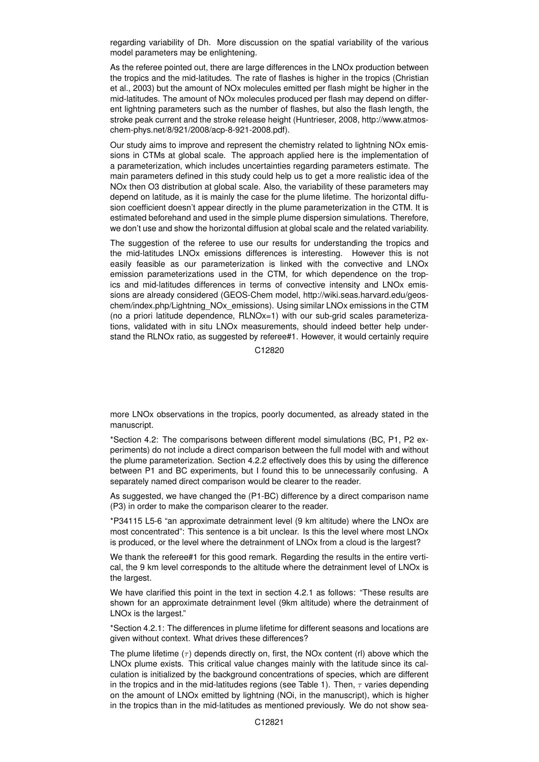regarding variability of Dh. More discussion on the spatial variability of the various model parameters may be enlightening.

As the referee pointed out, there are large differences in the LNOx production between the tropics and the mid-latitudes. The rate of flashes is higher in the tropics (Christian et al., 2003) but the amount of NOx molecules emitted per flash might be higher in the mid-latitudes. The amount of NOx molecules produced per flash may depend on different lightning parameters such as the number of flashes, but also the flash length, the stroke peak current and the stroke release height (Huntrieser, 2008, http://www.atmos-chem-phys.net/8/921/2008/acp-8-921-2008.pdf).

Our study aims to improve and represent the chemistry related to lightning NOx emissions in CTMs at global scale. The approach applied here is the implementation of a parameterization, which includes uncertainties regarding parameters estimate. The main parameters defined in this study could help us to get a more realistic idea of the NOx then O3 distribution at global scale. Also, the variability of these parameters may depend on latitude, as it is mainly the case for the plume lifetime. The horizontal diffusion coefficient doesn't appear directly in the plume parameterization in the CTM. It is estimated beforehand and used in the simple plume dispersion simulations. Therefore, we don't use and show the horizontal diffusion at global scale and the related variability.

The suggestion of the referee to use our results for understanding the tropics and the mid-latitudes LNOx emissions differences is interesting. However this is not easily feasible as our parameterization is linked with the convective and LNOx emission parameterizations used in the CTM, for which dependence on the tropics and mid-latitudes differences in terms of convective intensity and LNOx emissions are already considered (GEOS-Chem model, http://wiki.seas.harvard.edu/geos-chem/index.php/Lightning_NOx_emissions). Using similar LNOx emissions in the CTM (no a priori latitude dependence, RLNOx=1) with our sub-grid scales parameterizations, validated with in situ LNOx measurements, should indeed better help understand the RLNOx ratio, as suggested by referee#1. However, it would certainly require more LNOx observations in the tropics, poorly documented, as already stated in the manuscript.

*Section 4.2: The comparisons between different model simulations (BC, P1, P2 experiments) do not include a direct comparison between the full model with and without the plume parameterization. Section 4.2.2 effectively does this by using the difference between P1 and BC experiments, but I found this to be unnecessarily confusing. A separately named direct comparison would be clearer to the reader.

As suggested, we have changed the (P1-BC) difference by a direct comparison name (P3) in order to make the comparison clearer to the reader.

*P34115 L5-6 "an approximate detrainment level (9 km altitude) where the LNOx are most concentrated": This sentence is a bit unclear. Is this the level where most LNOx is produced, or the level where the detrainment of LNOx from a cloud is the largest?

We thank the referee#1 for this good remark. Regarding the results in the entire vertical, the 9 km level corresponds to the altitude where the detrainment level of LNOx is the largest.

We have clarified this point in the text in section 4.2.1 as follows: "These results are shown for an approximate detrainment level (9km altitude) where the detrainment of LNOx is the largest."

*Section 4.2.1: The differences in plume lifetime for different seasons and locations are given without context. What drives these differences?

The plume lifetime ($\tau$) depends directly on, first, the NOx content (rl) above which the LNOx plume exists. This critical value changes mainly with the latitude since its calculation is initialized by the background concentrations of species, which are different in the tropics and in the mid-latitudes regions (see Table 1). Then, $\tau$ varies depending on the amount of LNOx emitted by lightning (NOi, in the manuscript), which is higher in the tropics than in the mid-latitudes as mentioned previously. We do not show sea-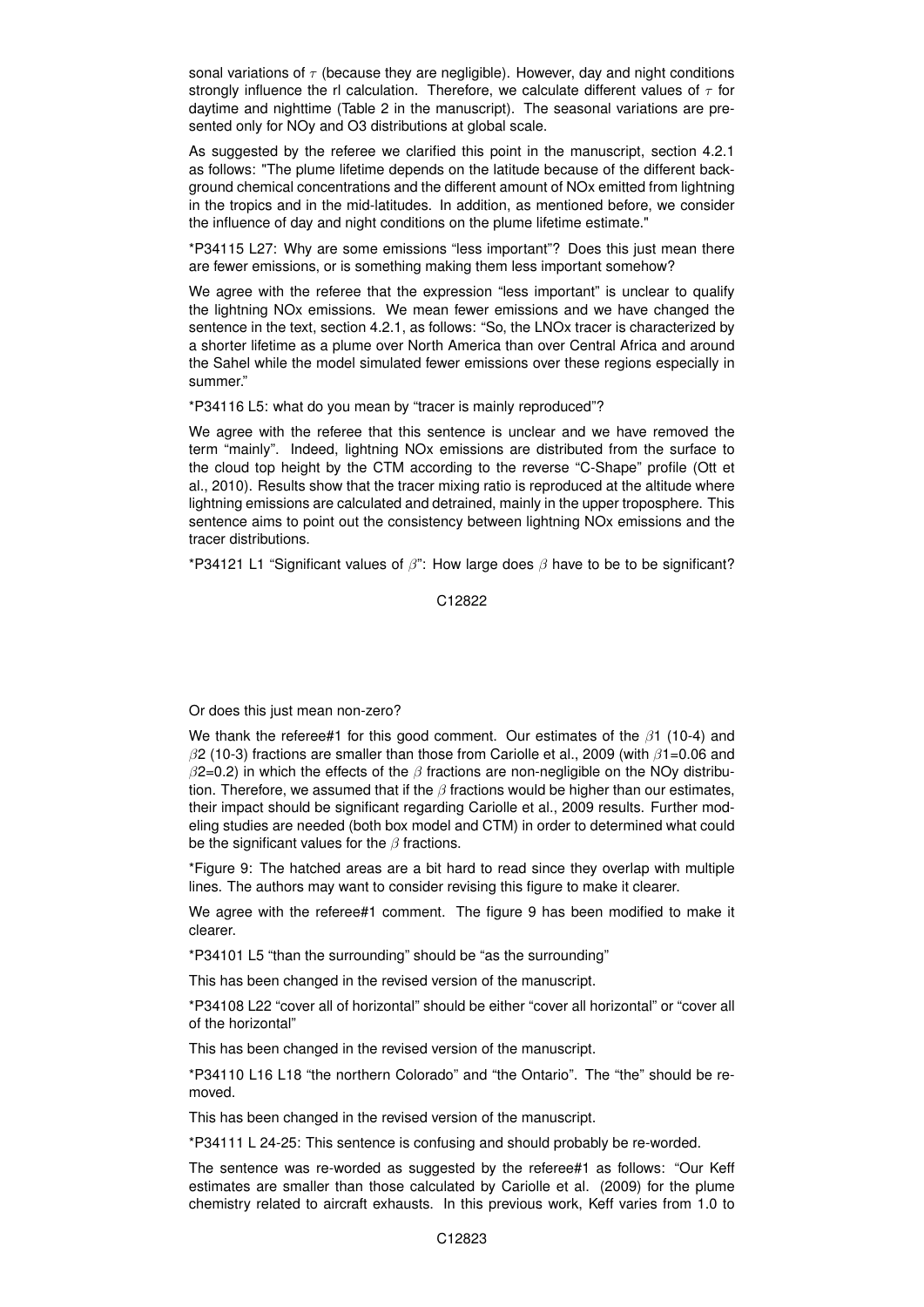sonal variations of $\tau$ (because they are negligible). However, day and night conditions strongly influence the rl calculation. Therefore, we calculate different values of $\tau$ for daytime and nighttime (Table 2 in the manuscript). The seasonal variations are presented only for NOy and O3 distributions at global scale.

As suggested by the referee we clarified this point in the manuscript, section 4.2.1 as follows: "The plume lifetime depends on the latitude because of the different background chemical concentrations and the different amount of NOx emitted from lightning in the tropics and in the mid-latitudes. In addition, as mentioned before, we consider the influence of day and night conditions on the plume lifetime estimate."

*P34115 L27: Why are some emissions "less important"? Does this just mean there are fewer emissions, or is something making them less important somehow?

We agree with the referee that the expression "less important" is unclear to qualify the lightning NOx emissions. We mean fewer emissions and we have changed the sentence in the text, section 4.2.1, as follows: "So, the LNOx tracer is characterized by a shorter lifetime as a plume over North America than over Central Africa and around the Sahel while the model simulated fewer emissions over these regions especially in summer."

*P34116 L5: what do you mean by "tracer is mainly reproduced"?

We agree with the referee that this sentence is unclear and we have removed the term "mainly". Indeed, lightning NOx emissions are distributed from the surface to the cloud top height by the CTM according to the reverse "C-Shape" profile (Ott et al., 2010). Results show that the tracer mixing ratio is reproduced at the altitude where lightning emissions are calculated and detrained, mainly in the upper troposphere. This sentence aims to point out the consistency between lightning NOx emissions and the tracer distributions.

*P34121 L1 "Significant values of $\beta$": How large does $\beta$ have to be to be significant? Or does this just mean non-zero?

We thank the referee#1 for this good comment. Our estimates of the $\beta$1 (10-4) and $\beta$2 (10-3) fractions are smaller than those from Cariolle et al., 2009 (with $\beta$1=0.06 and $\beta$2=0.2) in which the effects of the $\beta$ fractions are non-negligible on the NOy distribution. Therefore, we assumed that if the $\beta$ fractions would be higher than our estimates, their impact should be significant regarding Cariolle et al., 2009 results. Further modeling studies are needed (both box model and CTM) in order to determined what could be the significant values for the $\beta$ fractions.

*Figure 9: The hatched areas are a bit hard to read since they overlap with multiple lines. The authors may want to consider revising this figure to make it clearer.

We agree with the referee#1 comment. The figure 9 has been modified to make it clearer.

*P34101 L5 "than the surrounding" should be "as the surrounding"

This has been changed in the revised version of the manuscript.

*P34108 L22 "cover all of horizontal" should be either "cover all horizontal" or "cover all of the horizontal"

This has been changed in the revised version of the manuscript.

*P34110 L16 L18 "the northern Colorado" and "the Ontario". The "the" should be removed.

This has been changed in the revised version of the manuscript.

*P34111 L 24-25: This sentence is confusing and should probably be re-worded.

The sentence was re-worded as suggested by the referee#1 as follows: "Our Keff estimates are smaller than those calculated by Cariolle et al. (2009) for the plume chemistry related to aircraft exhausts. In this previous work, Keff varies from 1.0 to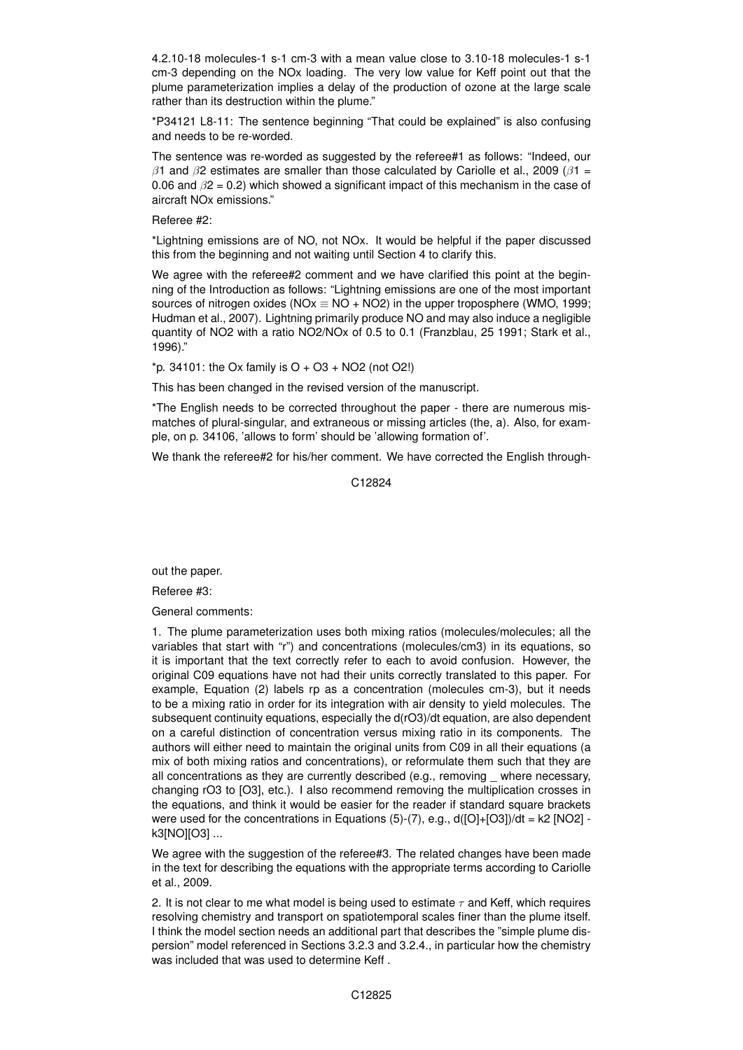4.2.10-18 molecules-1 s-1 cm-3 with a mean value close to 3.10-18 molecules-1 s-1 cm-3 depending on the NOx loading. The very low value for Keff point out that the plume parameterization implies a delay of the production of ozone at the large scale rather than its destruction within the plume."

*P34121 L8-11: The sentence beginning "That could be explained" is also confusing and needs to be re-worded.

The sentence was re-worded as suggested by the referee#1 as follows: "Indeed, our $\beta 1$ and $\beta 2$ estimates are smaller than those calculated by Cariolle et al., 2009 ($\beta 1$ = 0.06 and $\beta 2$ = 0.2) which showed a significant impact of this mechanism in the case of aircraft NOx emissions."

Referee #2:

*Lightning emissions are of NO, not NOx. It would be helpful if the paper discussed this from the beginning and not waiting until Section 4 to clarify this.

We agree with the referee#2 comment and we have clarified this point at the beginning of the Introduction as follows: "Lightning emissions are one of the most important sources of nitrogen oxides ($NOx \equiv NO + NO_2$) in the upper troposphere (WMO, 1999; Hudman et al., 2007). Lightning primarily produce NO and may also induce a negligible quantity of $NO_2$ with a ratio $NO_2/NOx$ of 0.5 to 0.1 (Franzblau, 25 1991; Stark et al., 1996)."

*p. 34101: the Ox family is $O + O_3 + NO_2$ (not $O_2$!)

This has been changed in the revised version of the manuscript.

*The English needs to be corrected throughout the paper - there are numerous mismatches of plural-singular, and extraneous or missing articles (the, a). Also, for example, on p. 34106, 'allows to form' should be 'allowing formation of'.

We thank the referee#2 for his/her comment. We have corrected the English throughout the paper.

Referee #3:

General comments:

1. The plume parameterization uses both mixing ratios (molecules/molecules; all the variables that start with "r") and concentrations (molecules/cm3) in its equations, so it is important that the text correctly refer to each to avoid confusion. However, the original C09 equations have not had their units correctly translated to this paper. For example, Equation (2) labels rp as a concentration (molecules cm-3), but it needs to be a mixing ratio in order for its integration with air density to yield molecules. The subsequent continuity equations, especially the d(rO3)/dt equation, are also dependent on a careful distinction of concentration versus mixing ratio in its components. The authors will either need to maintain the original units from C09 in all their equations (a mix of both mixing ratios and concentrations), or reformulate them such that they are all concentrations as they are currently described (e.g., removing _ where necessary, changing rO3 to [O3], etc.). I also recommend removing the multiplication crosses in the equations, and think it would be easier for the reader if standard square brackets were used for the concentrations in Equations (5)-(7), e.g., $d([O]+[O_3])/dt = k_2 [NO_2] - k_3[NO][O_3]$ ...

We agree with the suggestion of the referee#3. The related changes have been made in the text for describing the equations with the appropriate terms according to Cariolle et al., 2009.

2. It is not clear to me what model is being used to estimate $\tau$ and Keff, which requires resolving chemistry and transport on spatiotemporal scales finer than the plume itself. I think the model section needs an additional part that describes the "simple plume dispersion" model referenced in Sections 3.2.3 and 3.2.4., in particular how the chemistry was included that was used to determine Keff .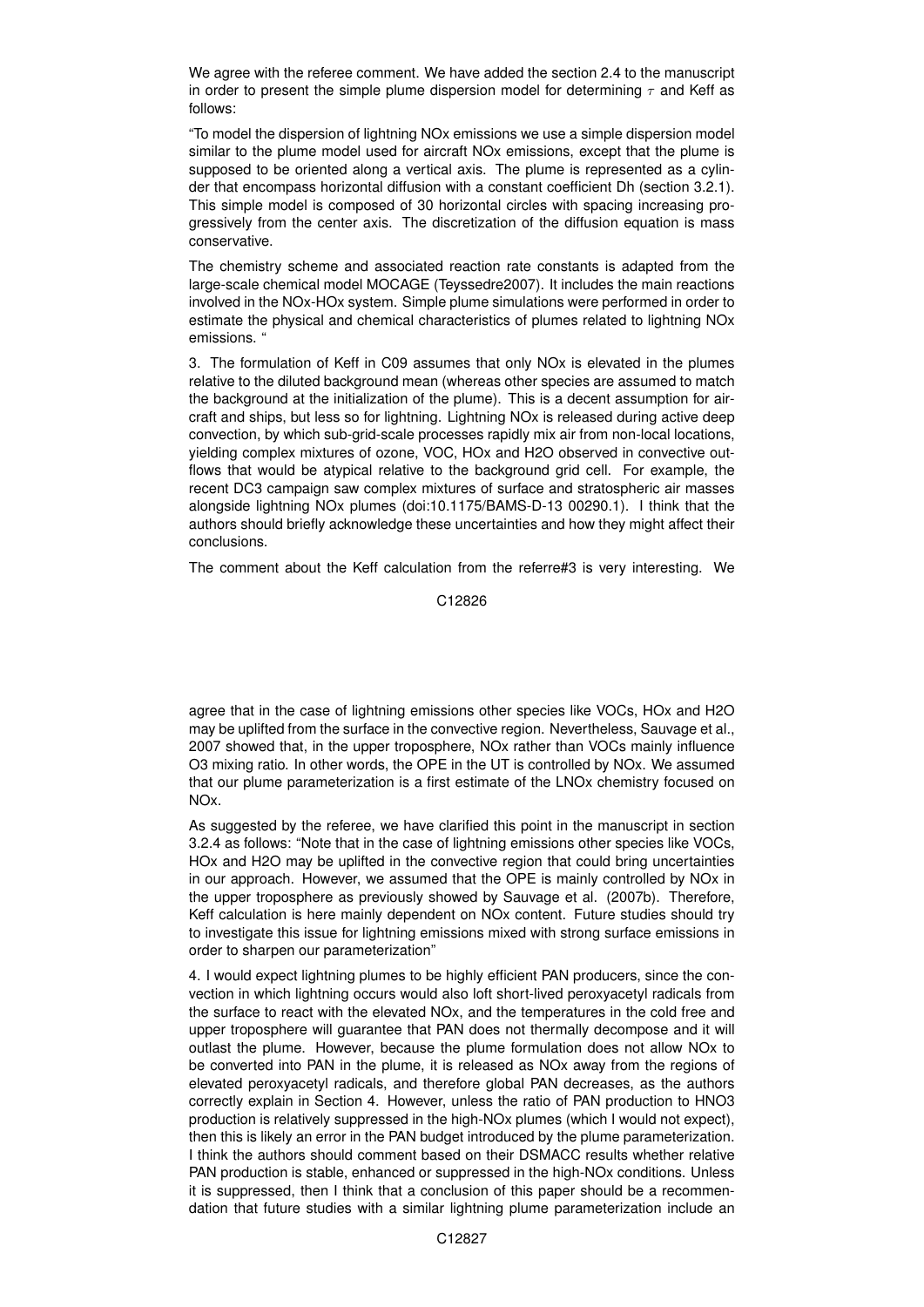We agree with the referee comment. We have added the section 2.4 to the manuscript in order to present the simple plume dispersion model for determining $\tau$ and Keff as follows:

"To model the dispersion of lightning NOx emissions we use a simple dispersion model similar to the plume model used for aircraft NOx emissions, except that the plume is supposed to be oriented along a vertical axis. The plume is represented as a cylinder that encompass horizontal diffusion with a constant coefficient Dh (section 3.2.1). This simple model is composed of 30 horizontal circles with spacing increasing progressively from the center axis. The discretization of the diffusion equation is mass conservative.

The chemistry scheme and associated reaction rate constants is adapted from the large-scale chemical model MOCAGE (Teyssedre2007). It includes the main reactions involved in the NOx-HOx system. Simple plume simulations were performed in order to estimate the physical and chemical characteristics of plumes related to lightning NOx emissions. "

3. The formulation of Keff in C09 assumes that only NOx is elevated in the plumes relative to the diluted background mean (whereas other species are assumed to match the background at the initialization of the plume). This is a decent assumption for aircraft and ships, but less so for lightning. Lightning NOx is released during active deep convection, by which sub-grid-scale processes rapidly mix air from non-local locations, yielding complex mixtures of ozone, VOC, HOx and H2O observed in convective outflows that would be atypical relative to the background grid cell. For example, the recent DC3 campaign saw complex mixtures of surface and stratospheric air masses alongside lightning NOx plumes (doi:10.1175/BAMS-D-13 00290.1). I think that the authors should briefly acknowledge these uncertainties and how they might affect their conclusions.

The comment about the Keff calculation from the referre#3 is very interesting. We agree that in the case of lightning emissions other species like VOCs, HOx and H2O may be uplifted from the surface in the convective region. Nevertheless, Sauvage et al., 2007 showed that, in the upper troposphere, NOx rather than VOCs mainly influence O3 mixing ratio. In other words, the OPE in the UT is controlled by NOx. We assumed that our plume parameterization is a first estimate of the LNOx chemistry focused on NOx.

As suggested by the referee, we have clarified this point in the manuscript in section 3.2.4 as follows: "Note that in the case of lightning emissions other species like VOCs, HOx and H2O may be uplifted in the convective region that could bring uncertainties in our approach. However, we assumed that the OPE is mainly controlled by NOx in the upper troposphere as previously showed by Sauvage et al. (2007b). Therefore, Keff calculation is here mainly dependent on NOx content. Future studies should try to investigate this issue for lightning emissions mixed with strong surface emissions in order to sharpen our parameterization"

4. I would expect lightning plumes to be highly efficient PAN producers, since the convection in which lightning occurs would also loft short-lived peroxyacetyl radicals from the surface to react with the elevated NOx, and the temperatures in the cold free and upper troposphere will guarantee that PAN does not thermally decompose and it will outlast the plume. However, because the plume formulation does not allow NOx to be converted into PAN in the plume, it is released as NOx away from the regions of elevated peroxyacetyl radicals, and therefore global PAN decreases, as the authors correctly explain in Section 4. However, unless the ratio of PAN production to HNO3 production is relatively suppressed in the high-NOx plumes (which I would not expect), then this is likely an error in the PAN budget introduced by the plume parameterization. I think the authors should comment based on their DSMACC results whether relative PAN production is stable, enhanced or suppressed in the high-NOx conditions. Unless it is suppressed, then I think that a conclusion of this paper should be a recommendation that future studies with a similar lightning plume parameterization include an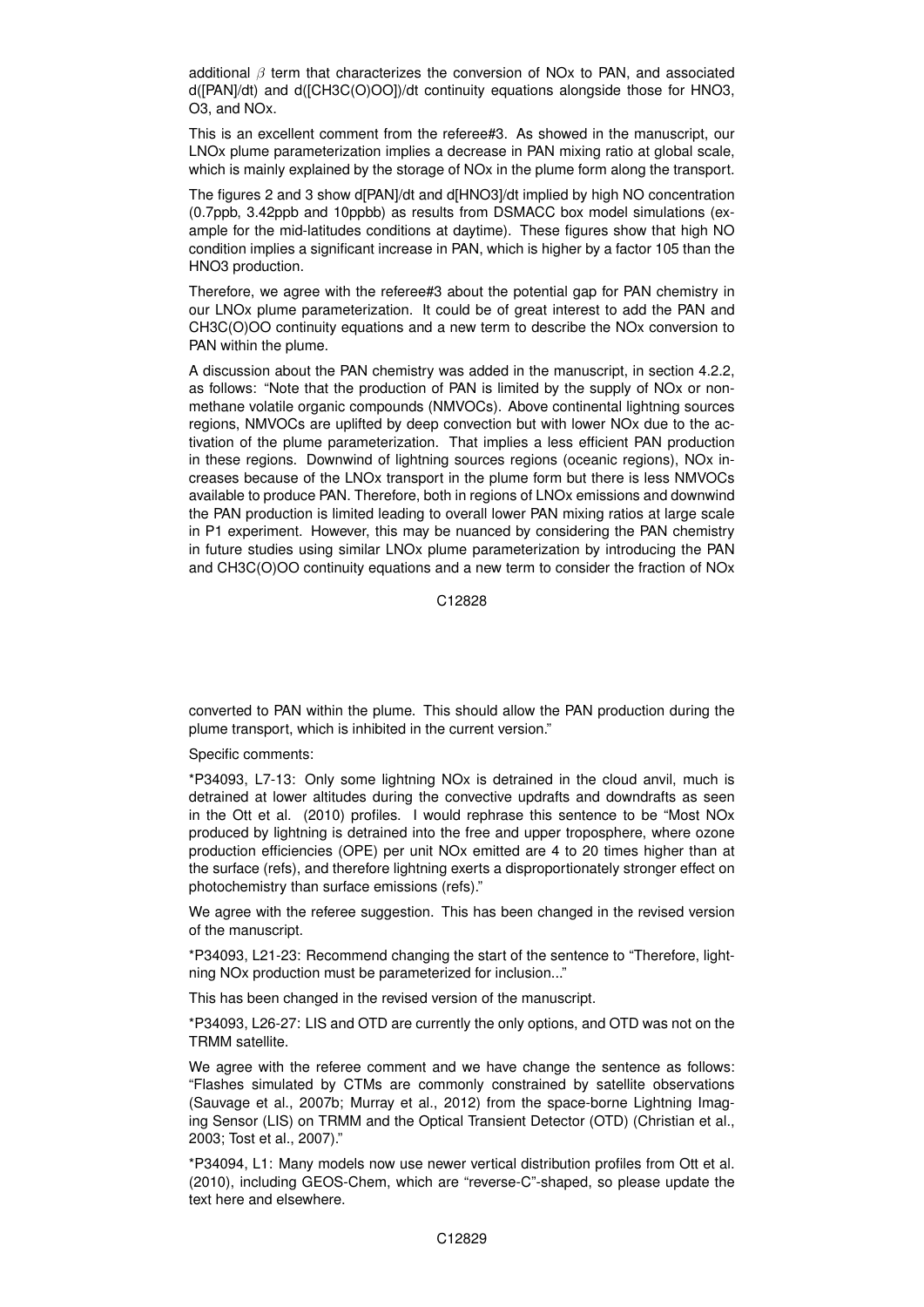additional $\beta$ term that characterizes the conversion of NOx to PAN, and associated d([PAN]/dt) and d([CH3C(O)OO])/dt continuity equations alongside those for HNO3, O3, and NOx.

This is an excellent comment from the referee#3. As showed in the manuscript, our LNOx plume parameterization implies a decrease in PAN mixing ratio at global scale, which is mainly explained by the storage of NOx in the plume form along the transport.

The figures 2 and 3 show d[PAN]/dt and d[HNO3]/dt implied by high NO concentration (0.7ppb, 3.42ppb and 10ppbb) as results from DSMACC box model simulations (example for the mid-latitudes conditions at daytime). These figures show that high NO condition implies a significant increase in PAN, which is higher by a factor 105 than the HNO3 production.

Therefore, we agree with the referee#3 about the potential gap for PAN chemistry in our LNOx plume parameterization. It could be of great interest to add the PAN and CH3C(O)OO continuity equations and a new term to describe the NOx conversion to PAN within the plume.

A discussion about the PAN chemistry was added in the manuscript, in section 4.2.2, as follows: "Note that the production of PAN is limited by the supply of NOx or non-methane volatile organic compounds (NMVOCs). Above continental lightning sources regions, NMVOCs are uplifted by deep convection but with lower NOx due to the activation of the plume parameterization. That implies a less efficient PAN production in these regions. Downwind of lightning sources regions (oceanic regions), NOx increases because of the LNOx transport in the plume form but there is less NMVOCs available to produce PAN. Therefore, both in regions of LNOx emissions and downwind the PAN production is limited leading to overall lower PAN mixing ratios at large scale in P1 experiment. However, this may be nuanced by considering the PAN chemistry in future studies using similar LNOx plume parameterization by introducing the PAN and CH3C(O)OO continuity equations and a new term to consider the fraction of NOx converted to PAN within the plume. This should allow the PAN production during the plume transport, which is inhibited in the current version."

Specific comments:

*P34093, L7-13: Only some lightning NOx is detrained in the cloud anvil, much is detrained at lower altitudes during the convective updrafts and downdrafts as seen in the Ott et al. (2010) profiles. I would rephrase this sentence to be "Most NOx produced by lightning is detrained into the free and upper troposphere, where ozone production efficiencies (OPE) per unit NOx emitted are 4 to 20 times higher than at the surface (refs), and therefore lightning exerts a disproportionately stronger effect on photochemistry than surface emissions (refs)."

We agree with the referee suggestion. This has been changed in the revised version of the manuscript.

*P34093, L21-23: Recommend changing the start of the sentence to "Therefore, lightning NOx production must be parameterized for inclusion..."

This has been changed in the revised version of the manuscript.

*P34093, L26-27: LIS and OTD are currently the only options, and OTD was not on the TRMM satellite.

We agree with the referee comment and we have change the sentence as follows: "Flashes simulated by CTMs are commonly constrained by satellite observations (Sauvage et al., 2007b; Murray et al., 2012) from the space-borne Lightning Imaging Sensor (LIS) on TRMM and the Optical Transient Detector (OTD) (Christian et al., 2003; Tost et al., 2007)."

*P34094, L1: Many models now use newer vertical distribution profiles from Ott et al. (2010), including GEOS-Chem, which are "reverse-C"-shaped, so please update the text here and elsewhere.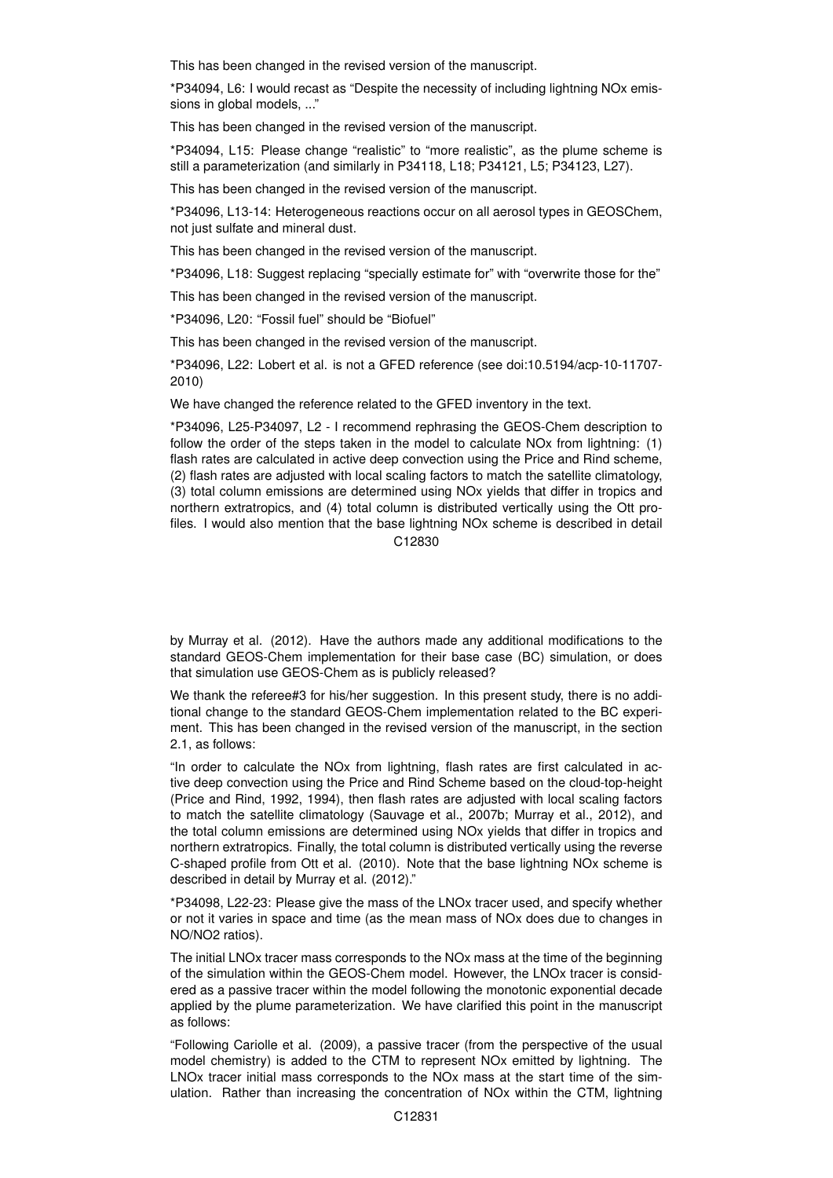This has been changed in the revised version of the manuscript.

*P34094, L6: I would recast as "Despite the necessity of including lightning NOx emissions in global models, ..."

This has been changed in the revised version of the manuscript.

*P34094, L15: Please change "realistic" to "more realistic", as the plume scheme is still a parameterization (and similarly in P34118, L18; P34121, L5; P34123, L27).

This has been changed in the revised version of the manuscript.

*P34096, L13-14: Heterogeneous reactions occur on all aerosol types in GEOSChem, not just sulfate and mineral dust.

This has been changed in the revised version of the manuscript.

*P34096, L18: Suggest replacing "specially estimate for" with "overwrite those for the"

This has been changed in the revised version of the manuscript.

*P34096, L20: "Fossil fuel" should be "Biofuel"

This has been changed in the revised version of the manuscript.

*P34096, L22: Lobert et al. is not a GFED reference (see doi:10.5194/acp-10-11707-2010)

We have changed the reference related to the GFED inventory in the text.

*P34096, L25-P34097, L2 - I recommend rephrasing the GEOS-Chem description to follow the order of the steps taken in the model to calculate NOx from lightning: (1) flash rates are calculated in active deep convection using the Price and Rind scheme, (2) flash rates are adjusted with local scaling factors to match the satellite climatology, (3) total column emissions are determined using NOx yields that differ in tropics and northern extratropics, and (4) total column is distributed vertically using the Ott profiles. I would also mention that the base lightning NOx scheme is described in detail by Murray et al. (2012). Have the authors made any additional modifications to the standard GEOS-Chem implementation for their base case (BC) simulation, or does that simulation use GEOS-Chem as is publicly released?

We thank the referee#3 for his/her suggestion. In this present study, there is no additional change to the standard GEOS-Chem implementation related to the BC experiment. This has been changed in the revised version of the manuscript, in the section 2.1, as follows:

"In order to calculate the NOx from lightning, flash rates are first calculated in active deep convection using the Price and Rind Scheme based on the cloud-top-height (Price and Rind, 1992, 1994), then flash rates are adjusted with local scaling factors to match the satellite climatology (Sauvage et al., 2007b; Murray et al., 2012), and the total column emissions are determined using NOx yields that differ in tropics and northern extratropics. Finally, the total column is distributed vertically using the reverse C-shaped profile from Ott et al. (2010). Note that the base lightning NOx scheme is described in detail by Murray et al. (2012)."

*P34098, L22-23: Please give the mass of the LNOx tracer used, and specify whether or not it varies in space and time (as the mean mass of NOx does due to changes in NO/NO2 ratios).

The initial LNOx tracer mass corresponds to the NOx mass at the time of the beginning of the simulation within the GEOS-Chem model. However, the LNOx tracer is considered as a passive tracer within the model following the monotonic exponential decade applied by the plume parameterization. We have clarified this point in the manuscript as follows:

"Following Cariolle et al. (2009), a passive tracer (from the perspective of the usual model chemistry) is added to the CTM to represent NOx emitted by lightning. The LNOx tracer initial mass corresponds to the NOx mass at the start time of the simulation. Rather than increasing the concentration of NOx within the CTM, lightning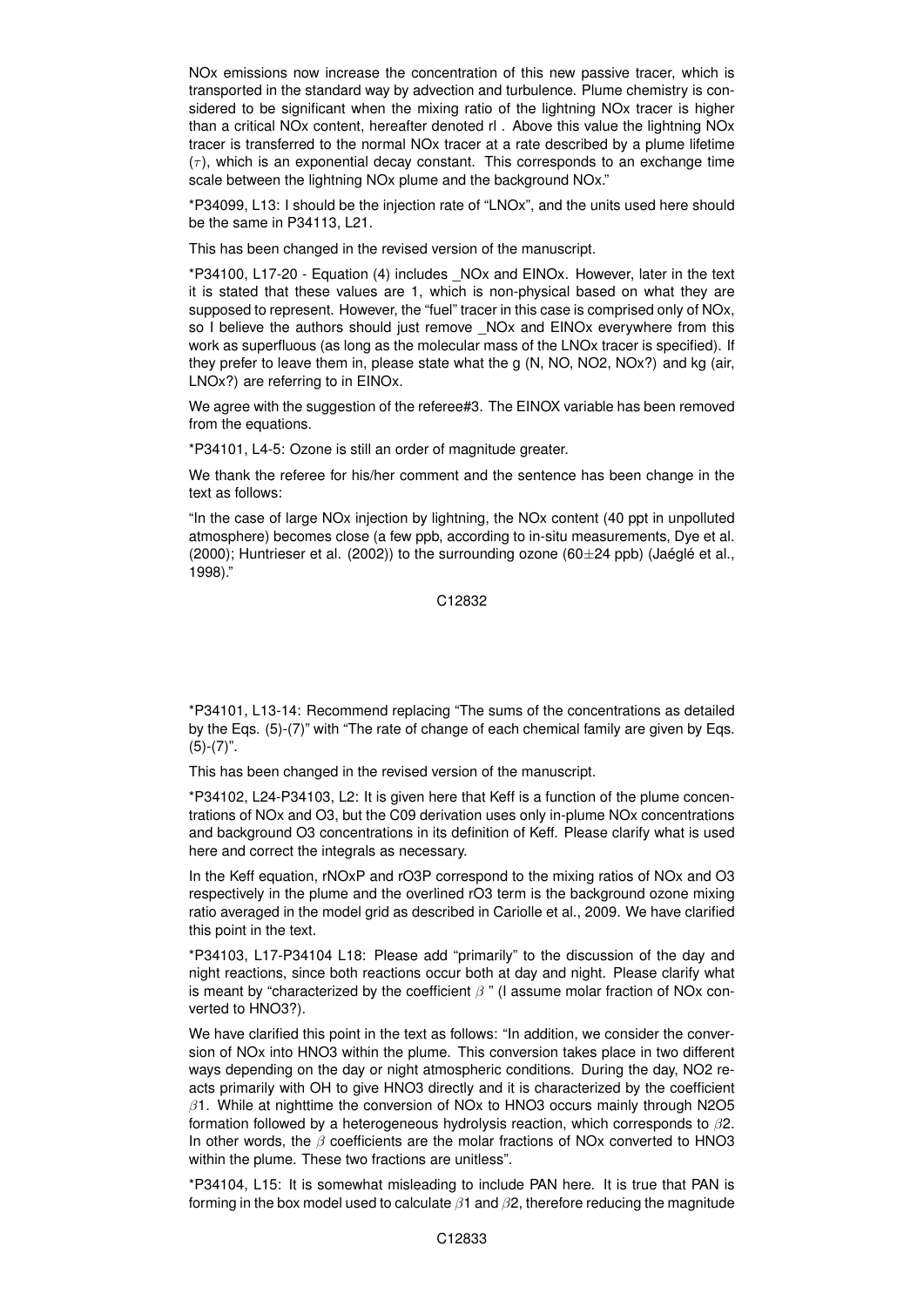NOx emissions now increase the concentration of this new passive tracer, which is transported in the standard way by advection and turbulence. Plume chemistry is considered to be significant when the mixing ratio of the lightning NOx tracer is higher than a critical NOx content, hereafter denoted rl . Above this value the lightning NOx tracer is transferred to the normal NOx tracer at a rate described by a plume lifetime ($\tau$), which is an exponential decay constant. This corresponds to an exchange time scale between the lightning NOx plume and the background NOx."

*P34099, L13: I should be the injection rate of "LNOx", and the units used here should be the same in P34113, L21.

This has been changed in the revised version of the manuscript.

*P34100, L17-20 - Equation (4) includes _NOx and EINOx. However, later in the text it is stated that these values are 1, which is non-physical based on what they are supposed to represent. However, the "fuel" tracer in this case is comprised only of NOx, so I believe the authors should just remove _NOx and EINOx everywhere from this work as superfluous (as long as the molecular mass of the LNOx tracer is specified). If they prefer to leave them in, please state what the g (N, NO, NO2, NOx?) and kg (air, LNOx?) are referring to in EINOx.

We agree with the suggestion of the referee#3. The EINOX variable has been removed from the equations.

*P34101, L4-5: Ozone is still an order of magnitude greater.

We thank the referee for his/her comment and the sentence has been change in the text as follows:

"In the case of large NOx injection by lightning, the NOx content (40 ppt in unpolluted atmosphere) becomes close (a few ppb, according to in-situ measurements, Dye et al. (2000); Huntrieser et al. (2002)) to the surrounding ozone (60$\pm$24 ppb) (Jaéglé et al., 1998)."

*P34101, L13-14: Recommend replacing "The sums of the concentrations as detailed by the Eqs. (5)-(7)" with "The rate of change of each chemical family are given by Eqs. (5)-(7)".

This has been changed in the revised version of the manuscript.

*P34102, L24-P34103, L2: It is given here that Keff is a function of the plume concentrations of NOx and O3, but the C09 derivation uses only in-plume NOx concentrations and background O3 concentrations in its definition of Keff. Please clarify what is used here and correct the integrals as necessary.

In the Keff equation, rNOxP and rO3P correspond to the mixing ratios of NOx and O3 respectively in the plume and the overlined rO3 term is the background ozone mixing ratio averaged in the model grid as described in Cariolle et al., 2009. We have clarified this point in the text.

*P34103, L17-P34104 L18: Please add "primarily" to the discussion of the day and night reactions, since both reactions occur both at day and night. Please clarify what is meant by "characterized by the coefficient $\beta$ " (I assume molar fraction of NOx converted to HNO3?).

We have clarified this point in the text as follows: "In addition, we consider the conversion of NOx into HNO3 within the plume. This conversion takes place in two different ways depending on the day or night atmospheric conditions. During the day, NO2 reacts primarily with OH to give HNO3 directly and it is characterized by the coefficient $\beta$1. While at nighttime the conversion of NOx to HNO3 occurs mainly through N2O5 formation followed by a heterogeneous hydrolysis reaction, which corresponds to $\beta$2. In other words, the $\beta$ coefficients are the molar fractions of NOx converted to HNO3 within the plume. These two fractions are unitless".

*P34104, L15: It is somewhat misleading to include PAN here. It is true that PAN is forming in the box model used to calculate $\beta$1 and $\beta$2, therefore reducing the magnitude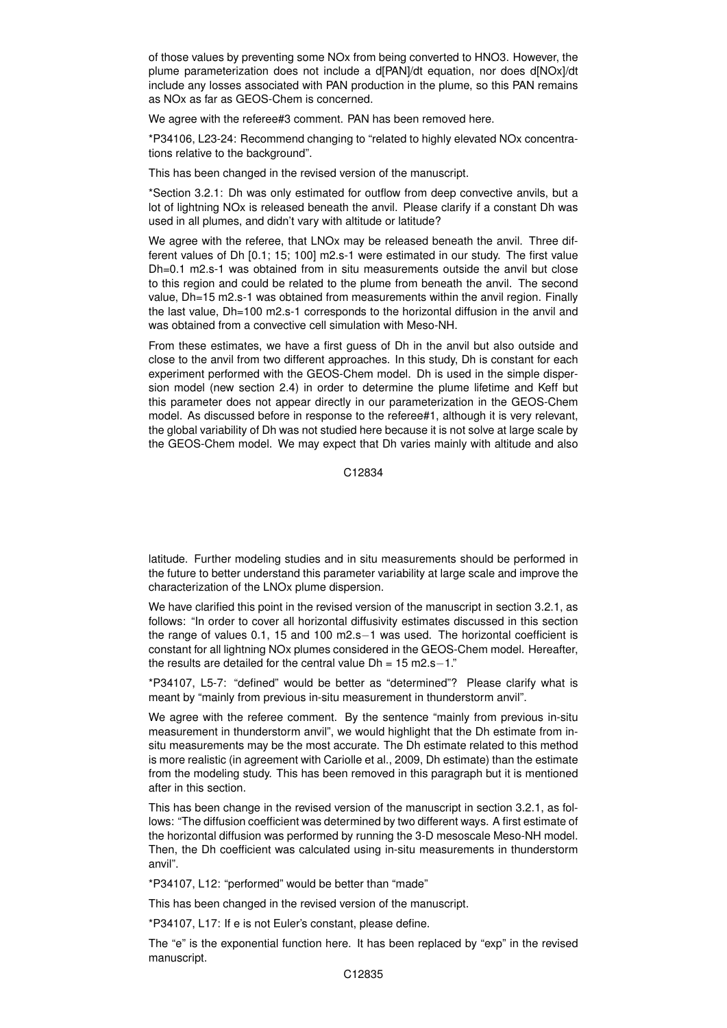of those values by preventing some NOx from being converted to HNO3. However, the plume parameterization does not include a d[PAN]/dt equation, nor does d[NOx]/dt include any losses associated with PAN production in the plume, so this PAN remains as NOx as far as GEOS-Chem is concerned.

We agree with the referee#3 comment. PAN has been removed here.

*P34106, L23-24: Recommend changing to "related to highly elevated NOx concentrations relative to the background".

This has been changed in the revised version of the manuscript.

*Section 3.2.1: Dh was only estimated for outflow from deep convective anvils, but a lot of lightning NOx is released beneath the anvil. Please clarify if a constant Dh was used in all plumes, and didn't vary with altitude or latitude?

We agree with the referee, that LNOx may be released beneath the anvil. Three different values of Dh [0.1; 15; 100] m2.s-1 were estimated in our study. The first value Dh=0.1 m2.s-1 was obtained from in situ measurements outside the anvil but close to this region and could be related to the plume from beneath the anvil. The second value, Dh=15 m2.s-1 was obtained from measurements within the anvil region. Finally the last value, Dh=100 m2.s-1 corresponds to the horizontal diffusion in the anvil and was obtained from a convective cell simulation with Meso-NH.

From these estimates, we have a first guess of Dh in the anvil but also outside and close to the anvil from two different approaches. In this study, Dh is constant for each experiment performed with the GEOS-Chem model. Dh is used in the simple dispersion model (new section 2.4) in order to determine the plume lifetime and Keff but this parameter does not appear directly in our parameterization in the GEOS-Chem model. As discussed before in response to the referee#1, although it is very relevant, the global variability of Dh was not studied here because it is not solve at large scale by the GEOS-Chem model. We may expect that Dh varies mainly with altitude and also latitude. Further modeling studies and in situ measurements should be performed in the future to better understand this parameter variability at large scale and improve the characterization of the LNOx plume dispersion.

We have clarified this point in the revised version of the manuscript in section 3.2.1, as follows: "In order to cover all horizontal diffusivity estimates discussed in this section the range of values 0.1, 15 and 100 m2.s−1 was used. The horizontal coefficient is constant for all lightning NOx plumes considered in the GEOS-Chem model. Hereafter, the results are detailed for the central value Dh = 15 m2.s−1."

*P34107, L5-7: "defined" would be better as "determined"? Please clarify what is meant by "mainly from previous in-situ measurement in thunderstorm anvil".

We agree with the referee comment. By the sentence "mainly from previous in-situ measurement in thunderstorm anvil", we would highlight that the Dh estimate from in-situ measurements may be the most accurate. The Dh estimate related to this method is more realistic (in agreement with Cariolle et al., 2009, Dh estimate) than the estimate from the modeling study. This has been removed in this paragraph but it is mentioned after in this section.

This has been change in the revised version of the manuscript in section 3.2.1, as follows: "The diffusion coefficient was determined by two different ways. A first estimate of the horizontal diffusion was performed by running the 3-D mesoscale Meso-NH model. Then, the Dh coefficient was calculated using in-situ measurements in thunderstorm anvil".

*P34107, L12: "performed" would be better than "made"

This has been changed in the revised version of the manuscript.

*P34107, L17: If e is not Euler's constant, please define.

The "e" is the exponential function here. It has been replaced by "exp" in the revised manuscript.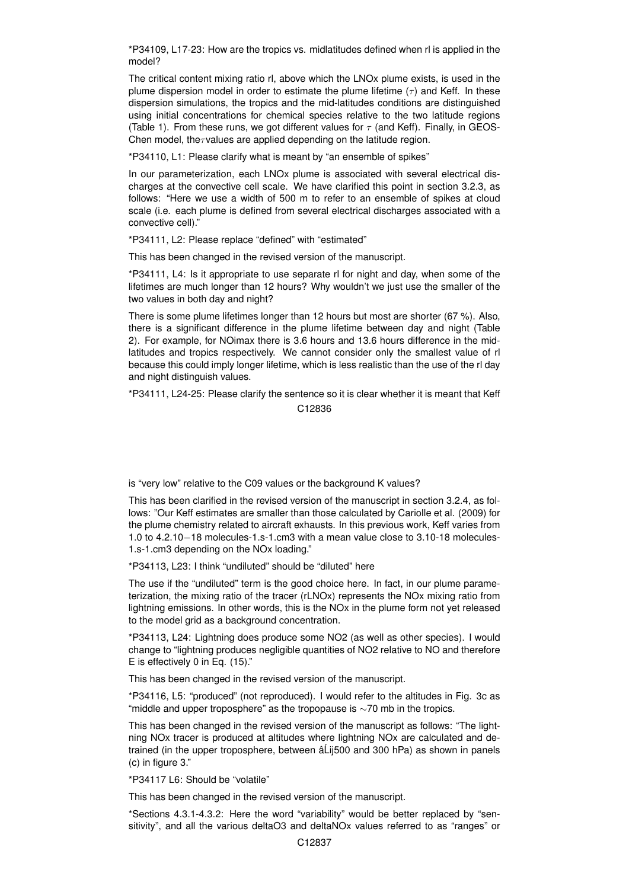*P34109, L17-23: How are the tropics vs. midlatitudes defined when rl is applied in the model?

The critical content mixing ratio rl, above which the LNOx plume exists, is used in the plume dispersion model in order to estimate the plume lifetime ($\tau$) and Keff. In these dispersion simulations, the tropics and the mid-latitudes conditions are distinguished using initial concentrations for chemical species relative to the two latitude regions (Table 1). From these runs, we got different values for $\tau$ (and Keff). Finally, in GEOS-Chen model, the $\tau$ values are applied depending on the latitude region.

*P34110, L1: Please clarify what is meant by "an ensemble of spikes"

In our parameterization, each LNOx plume is associated with several electrical discharges at the convective cell scale. We have clarified this point in section 3.2.3, as follows: "Here we use a width of 500 m to refer to an ensemble of spikes at cloud scale (i.e. each plume is defined from several electrical discharges associated with a convective cell)."

*P34111, L2: Please replace "defined" with "estimated"

This has been changed in the revised version of the manuscript.

*P34111, L4: Is it appropriate to use separate rl for night and day, when some of the lifetimes are much longer than 12 hours? Why wouldn't we just use the smaller of the two values in both day and night?

There is some plume lifetimes longer than 12 hours but most are shorter (67 %). Also, there is a significant difference in the plume lifetime between day and night (Table 2). For example, for NOimax there is 3.6 hours and 13.6 hours difference in the mid-latitudes and tropics respectively. We cannot consider only the smallest value of rl because this could imply longer lifetime, which is less realistic than the use of the rl day and night distinguish values.

*P34111, L24-25: Please clarify the sentence so it is clear whether it is meant that Keff is "very low" relative to the C09 values or the background K values?

This has been clarified in the revised version of the manuscript in section 3.2.4, as follows: "Our Keff estimates are smaller than those calculated by Cariolle et al. (2009) for the plume chemistry related to aircraft exhausts. In this previous work, Keff varies from 1.0 to $4.2 \cdot 10^{-18}$ molecules-1.s-1.cm3 with a mean value close to 3.10-18 molecules-1.s-1.cm3 depending on the NOx loading."

*P34113, L23: I think "undiluted" should be "diluted" here

The use if the "undiluted" term is the good choice here. In fact, in our plume parameterization, the mixing ratio of the tracer (rLNOx) represents the NOx mixing ratio from lightning emissions. In other words, this is the NOx in the plume form not yet released to the model grid as a background concentration.

*P34113, L24: Lightning does produce some NO2 (as well as other species). I would change to "lightning produces negligible quantities of NO2 relative to NO and therefore E is effectively 0 in Eq. (15)."

This has been changed in the revised version of the manuscript.

*P34116, L5: "produced" (not reproduced). I would refer to the altitudes in Fig. 3c as "middle and upper troposphere" as the tropopause is ~70 mb in the tropics.

This has been changed in the revised version of the manuscript as follows: "The lightning NOx tracer is produced at altitudes where lightning NOx are calculated and detrained (in the upper troposphere, between âĹij500 and 300 hPa) as shown in panels (c) in figure 3."

*P34117 L6: Should be "volatile"

This has been changed in the revised version of the manuscript.

*Sections 4.3.1-4.3.2: Here the word "variability" would be better replaced by "sensitivity", and all the various deltaO3 and deltaNOx values referred to as "ranges" or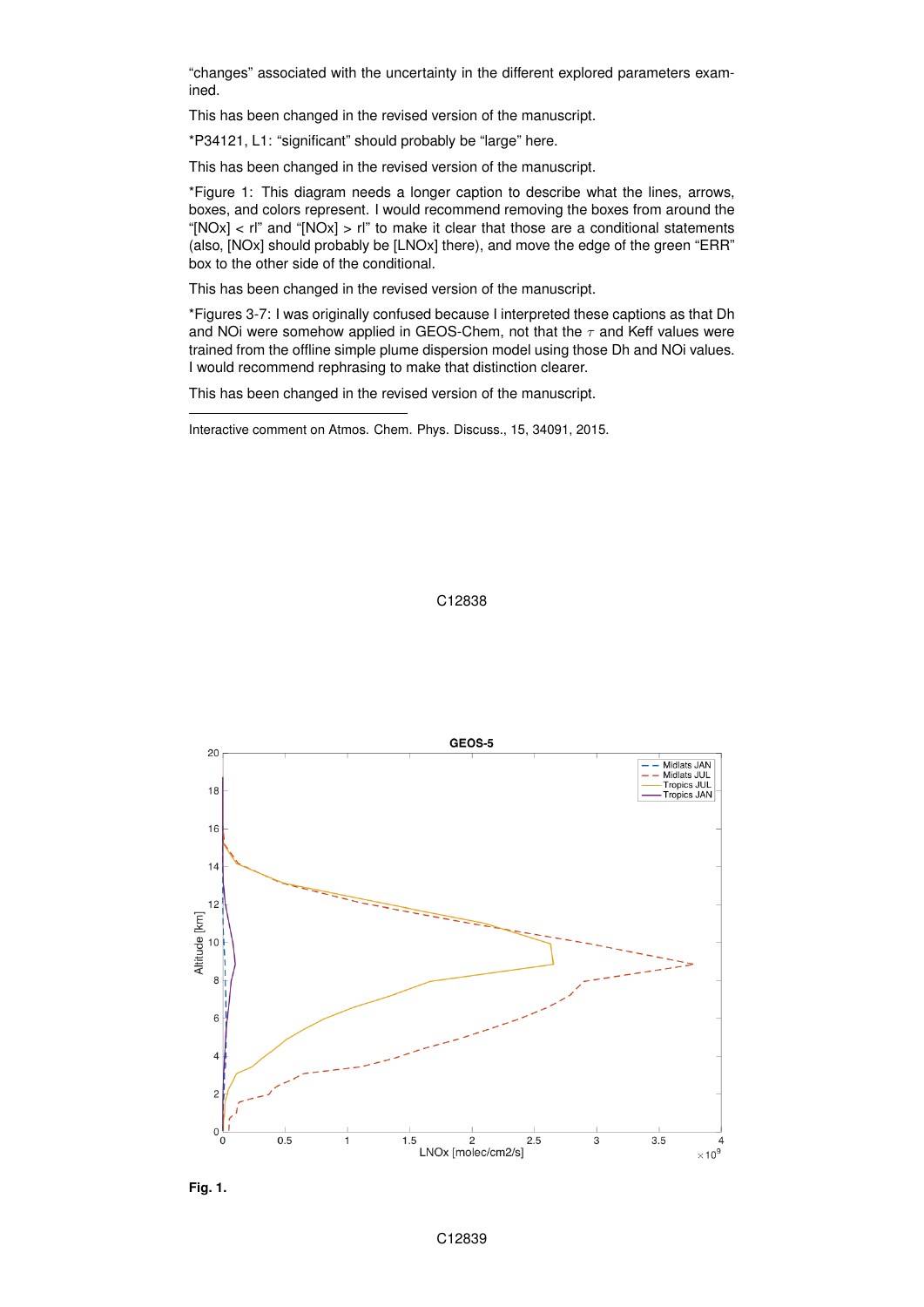"changes" associated with the uncertainty in the different explored parameters examined.

This has been changed in the revised version of the manuscript.

*P34121, L1: "significant" should probably be "large" here.

This has been changed in the revised version of the manuscript.

*Figure 1: This diagram needs a longer caption to describe what the lines, arrows, boxes, and colors represent. I would recommend removing the boxes from around the "[NOx] < rl" and "[NOx] > rl" to make it clear that those are a conditional statements (also, [NOx] should probably be [LNOx] there), and move the edge of the green "ERR" box to the other side of the conditional.

This has been changed in the revised version of the manuscript.

*Figures 3-7: I was originally confused because I interpreted these captions as that Dh and NOi were somehow applied in GEOS-Chem, not that the $\tau$ and Keff values were trained from the offline simple plume dispersion model using those Dh and NOi values. I would recommend rephrasing to make that distinction clearer.

This has been changed in the revised version of the manuscript.

---

Interactive comment on Atmos. Chem. Phys. Discuss., 15, 34091, 2015.

**Fig. 1.**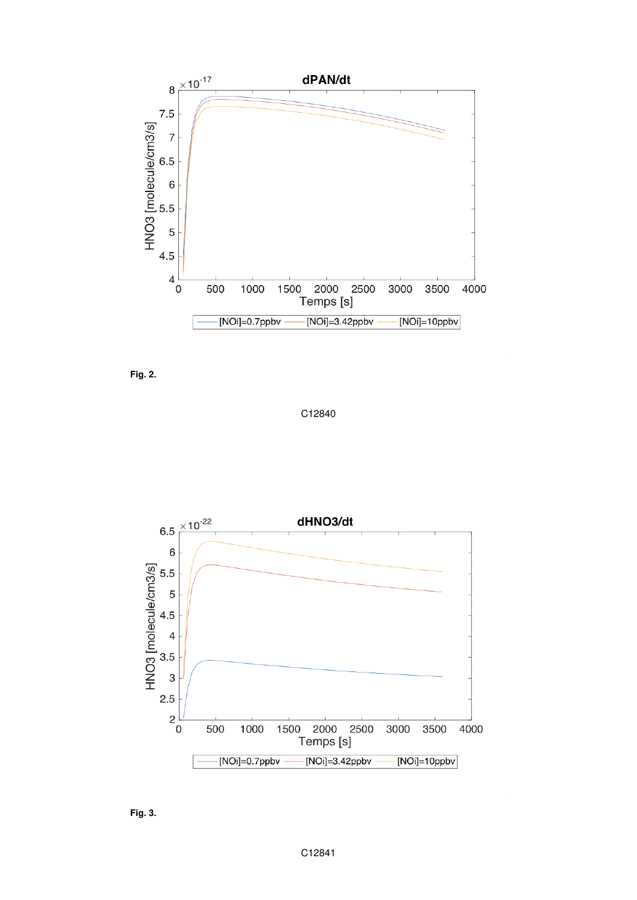dPAN/dt

×10^-17

8
7.5
7
6.5
6
5.5
5
4.5
4

HNO3 [molecule/cm3/s]

0 500 1000 1500 2000 2500 3000 3500 4000

Temps [s]

[NOi]=0.7ppbv [NOi]=3.42ppbv [NOi]=10ppbv

**Fig. 2.**

dHNO3/dt

×10^-22

6.5
6
5.5
5
4.5
4
3.5
3
2.5
2

HNO3 [molecule/cm3/s]

0 500 1000 1500 2000 2500 3000 3500 4000

Temps [s]

[NOi]=0.7ppbv [NOi]=3.42ppbv [NOi]=10ppbv

**Fig. 3.**